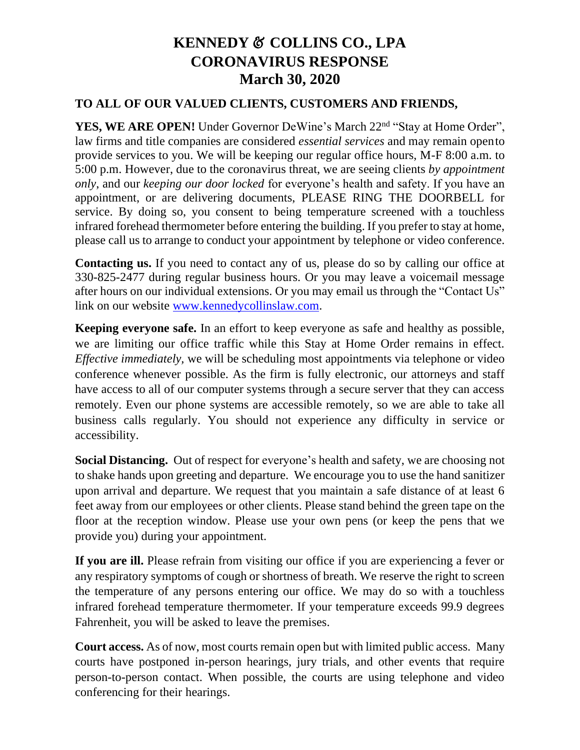# KENNEDY & COLLINS CO., LPA
# CORONAVIRUS RESPONSE
# March 30, 2020

**TO ALL OF OUR VALUED CLIENTS, CUSTOMERS AND FRIENDS,**

**YES, WE ARE OPEN!** Under Governor DeWine's March 22nd "Stay at Home Order", law firms and title companies are considered *essential services* and may remain opento provide services to you. We will be keeping our regular office hours, M-F 8:00 a.m. to 5:00 p.m. However, due to the coronavirus threat, we are seeing clients *by appointment only,* and our *keeping our door locked* for everyone's health and safety. If you have an appointment, or are delivering documents, PLEASE RING THE DOORBELL for service. By doing so, you consent to being temperature screened with a touchless infrared forehead thermometer before entering the building. If you prefer to stay at home, please call us to arrange to conduct your appointment by telephone or video conference.

**Contacting us.** If you need to contact any of us, please do so by calling our office at 330-825-2477 during regular business hours. Or you may leave a voicemail message after hours on our individual extensions. Or you may email us through the "Contact Us" link on our website www.kennedycollinslaw.com.

**Keeping everyone safe.** In an effort to keep everyone as safe and healthy as possible, we are limiting our office traffic while this Stay at Home Order remains in effect. *Effective immediately,* we will be scheduling most appointments via telephone or video conference whenever possible. As the firm is fully electronic, our attorneys and staff have access to all of our computer systems through a secure server that they can access remotely. Even our phone systems are accessible remotely, so we are able to take all business calls regularly. You should not experience any difficulty in service or accessibility.

**Social Distancing.** Out of respect for everyone's health and safety, we are choosing not to shake hands upon greeting and departure. We encourage you to use the hand sanitizer upon arrival and departure. We request that you maintain a safe distance of at least 6 feet away from our employees or other clients. Please stand behind the green tape on the floor at the reception window. Please use your own pens (or keep the pens that we provide you) during your appointment.

**If you are ill.** Please refrain from visiting our office if you are experiencing a fever or any respiratory symptoms of cough or shortness of breath. We reserve the right to screen the temperature of any persons entering our office. We may do so with a touchless infrared forehead temperature thermometer. If your temperature exceeds 99.9 degrees Fahrenheit, you will be asked to leave the premises.

**Court access.** As of now, most courts remain open but with limited public access. Many courts have postponed in-person hearings, jury trials, and other events that require person-to-person contact. When possible, the courts are using telephone and video conferencing for their hearings.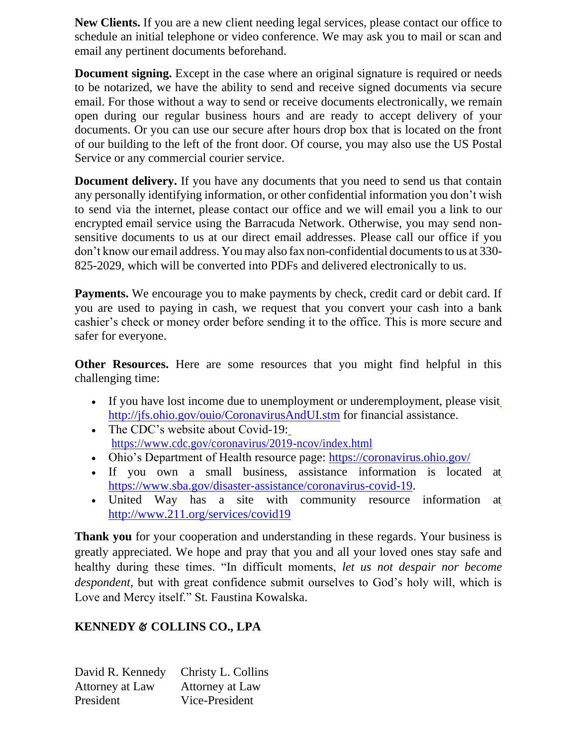**New Clients.** If you are a new client needing legal services, please contact our office to schedule an initial telephone or video conference. We may ask you to mail or scan and email any pertinent documents beforehand.

**Document signing.** Except in the case where an original signature is required or needs to be notarized, we have the ability to send and receive signed documents via secure email. For those without a way to send or receive documents electronically, we remain open during our regular business hours and are ready to accept delivery of your documents. Or you can use our secure after hours drop box that is located on the front of our building to the left of the front door. Of course, you may also use the US Postal Service or any commercial courier service.

**Document delivery.** If you have any documents that you need to send us that contain any personally identifying information, or other confidential information you don't wish to send via the internet, please contact our office and we will email you a link to our encrypted email service using the Barracuda Network. Otherwise, you may send non-sensitive documents to us at our direct email addresses. Please call our office if you don't know our email address. You may also fax non-confidential documents to us at 330-825-2029, which will be converted into PDFs and delivered electronically to us.

**Payments.** We encourage you to make payments by check, credit card or debit card. If you are used to paying in cash, we request that you convert your cash into a bank cashier's check or money order before sending it to the office. This is more secure and safer for everyone.

**Other Resources.** Here are some resources that you might find helpful in this challenging time:

- If you have lost income due to unemployment or underemployment, please visit http://jfs.ohio.gov/ouio/CoronavirusAndUI.stm for financial assistance.
- The CDC's website about Covid-19: https://www.cdc.gov/coronavirus/2019-ncov/index.html
- Ohio's Department of Health resource page: https://coronavirus.ohio.gov/
- If you own a small business, assistance information is located at https://www.sba.gov/disaster-assistance/coronavirus-covid-19.
- United Way has a site with community resource information at http://www.211.org/services/covid19

**Thank you** for your cooperation and understanding in these regards. Your business is greatly appreciated. We hope and pray that you and all your loved ones stay safe and healthy during these times. "In difficult moments, *let us not despair nor become despondent*, but with great confidence submit ourselves to God's holy will, which is Love and Mercy itself." St. Faustina Kowalska.

**KENNEDY & COLLINS CO., LPA**

| | |
|---|---|
| David R. Kennedy | Christy L. Collins |
| Attorney at Law | Attorney at Law |
| President | Vice-President |